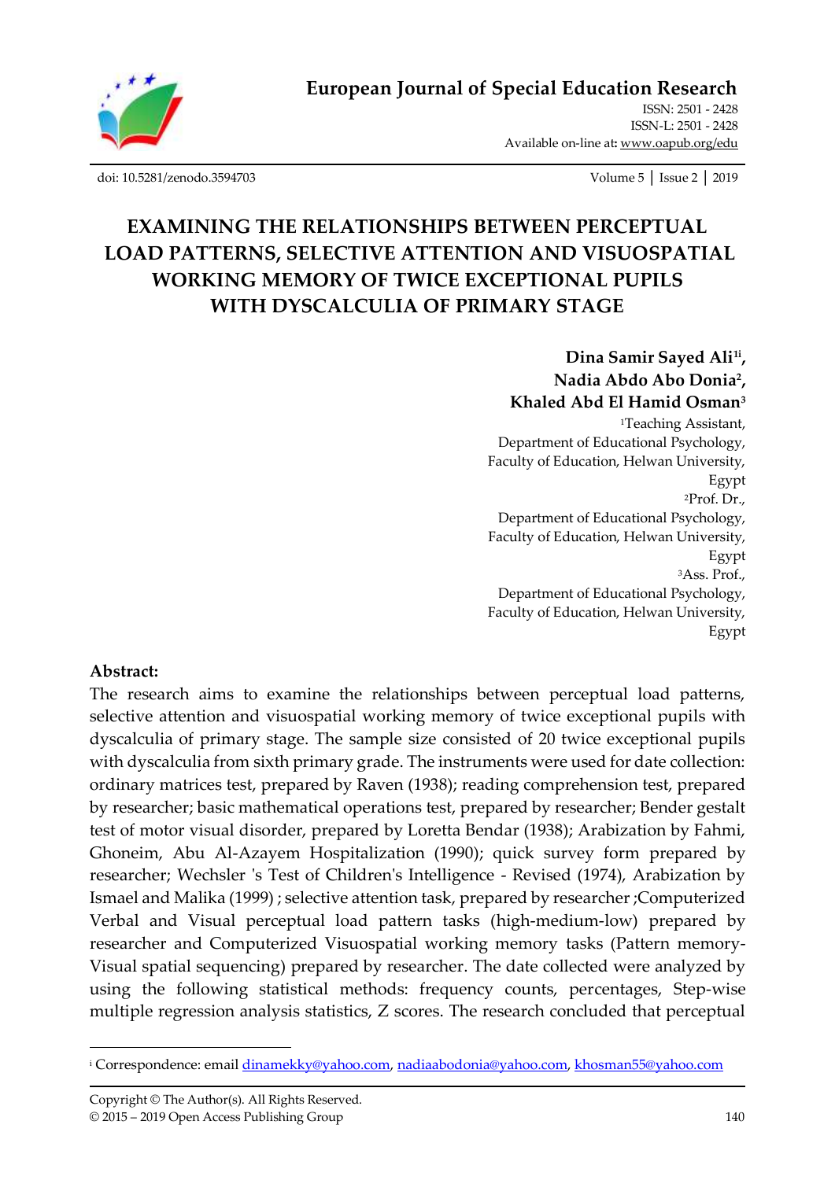European Journal of Special Education Research

ISSN: 2501 - 2428
ISSN-L: 2501 - 2428
Available on-line at: www.oapub.org/edu

doi: 10.5281/zenodo.3594703

# EXAMINING THE RELATIONSHIPS BETWEEN PERCEPTUAL LOAD PATTERNS, SELECTIVE ATTENTION AND VISUOSPATIAL WORKING MEMORY OF TWICE EXCEPTIONAL PUPILS WITH DYSCALCULIA OF PRIMARY STAGE

**Dina Samir Sayed Ali[1i], Nadia Abdo Abo Donia[2], Khaled Abd El Hamid Osman[3]**

[1]Teaching Assistant,
Department of Educational Psychology,
Faculty of Education, Helwan University,
Egypt

[2]Prof. Dr.,
Department of Educational Psychology,
Faculty of Education, Helwan University,
Egypt

[3]Ass. Prof.,
Department of Educational Psychology,
Faculty of Education, Helwan University,
Egypt

## Abstract:

The research aims to examine the relationships between perceptual load patterns, selective attention and visuospatial working memory of twice exceptional pupils with dyscalculia of primary stage. The sample size consisted of 20 twice exceptional pupils with dyscalculia from sixth primary grade. The instruments were used for date collection: ordinary matrices test, prepared by Raven (1938); reading comprehension test, prepared by researcher; basic mathematical operations test, prepared by researcher; Bender gestalt test of motor visual disorder, prepared by Loretta Bendar (1938); Arabization by Fahmi, Ghoneim, Abu Al-Azayem Hospitalization (1990); quick survey form prepared by researcher; Wechsler 's Test of Children's Intelligence - Revised (1974), Arabization by Ismael and Malika (1999) ; selective attention task, prepared by researcher ;Computerized Verbal and Visual perceptual load pattern tasks (high-medium-low) prepared by researcher and Computerized Visuospatial working memory tasks (Pattern memory-Visual spatial sequencing) prepared by researcher. The date collected were analyzed by using the following statistical methods: frequency counts, percentages, Step-wise multiple regression analysis statistics, Z scores. The research concluded that perceptual

---

[i] Correspondence: email dinamekky@yahoo.com, nadiaabodonia@yahoo.com, khosman55@yahoo.com

Copyright © The Author(s). All Rights Reserved.
© 2015 – 2019 Open Access Publishing Group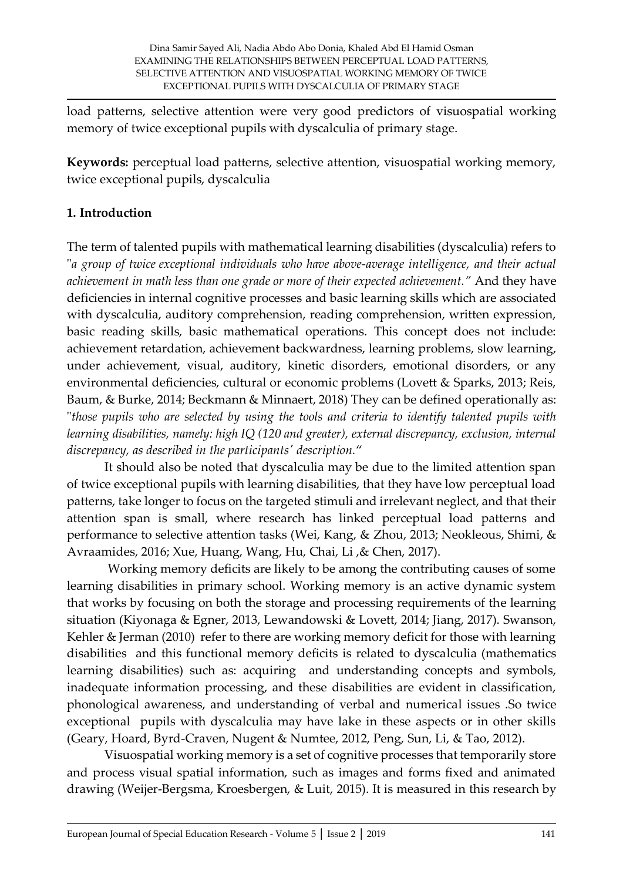load patterns, selective attention were very good predictors of visuospatial working memory of twice exceptional pupils with dyscalculia of primary stage.

**Keywords:** perceptual load patterns, selective attention, visuospatial working memory, twice exceptional pupils, dyscalculia

## 1. Introduction

The term of talented pupils with mathematical learning disabilities (dyscalculia) refers to "*a group of twice exceptional individuals who have above-average intelligence, and their actual achievement in math less than one grade or more of their expected achievement.*" And they have deficiencies in internal cognitive processes and basic learning skills which are associated with dyscalculia, auditory comprehension, reading comprehension, written expression, basic reading skills, basic mathematical operations. This concept does not include: achievement retardation, achievement backwardness, learning problems, slow learning, under achievement, visual, auditory, kinetic disorders, emotional disorders, or any environmental deficiencies, cultural or economic problems (Lovett & Sparks, 2013; Reis, Baum, & Burke, 2014; Beckmann & Minnaert, 2018) They can be defined operationally as: "*those pupils who are selected by using the tools and criteria to identify talented pupils with learning disabilities, namely: high IQ (120 and greater), external discrepancy, exclusion, internal discrepancy, as described in the participants' description.*"

It should also be noted that dyscalculia may be due to the limited attention span of twice exceptional pupils with learning disabilities, that they have low perceptual load patterns, take longer to focus on the targeted stimuli and irrelevant neglect, and that their attention span is small, where research has linked perceptual load patterns and performance to selective attention tasks (Wei, Kang, & Zhou, 2013; Neokleous, Shimi, & Avraamides, 2016; Xue, Huang, Wang, Hu, Chai, Li ,& Chen, 2017).

Working memory deficits are likely to be among the contributing causes of some learning disabilities in primary school. Working memory is an active dynamic system that works by focusing on both the storage and processing requirements of the learning situation (Kiyonaga & Egner, 2013, Lewandowski & Lovett, 2014; Jiang, 2017). Swanson, Kehler & Jerman (2010) refer to there are working memory deficit for those with learning disabilities and this functional memory deficits is related to dyscalculia (mathematics learning disabilities) such as: acquiring and understanding concepts and symbols, inadequate information processing, and these disabilities are evident in classification, phonological awareness, and understanding of verbal and numerical issues .So twice exceptional pupils with dyscalculia may have lake in these aspects or in other skills (Geary, Hoard, Byrd-Craven, Nugent & Numtee, 2012, Peng, Sun, Li, & Tao, 2012).

Visuospatial working memory is a set of cognitive processes that temporarily store and process visual spatial information, such as images and forms fixed and animated drawing (Weijer-Bergsma, Kroesbergen, & Luit, 2015). It is measured in this research by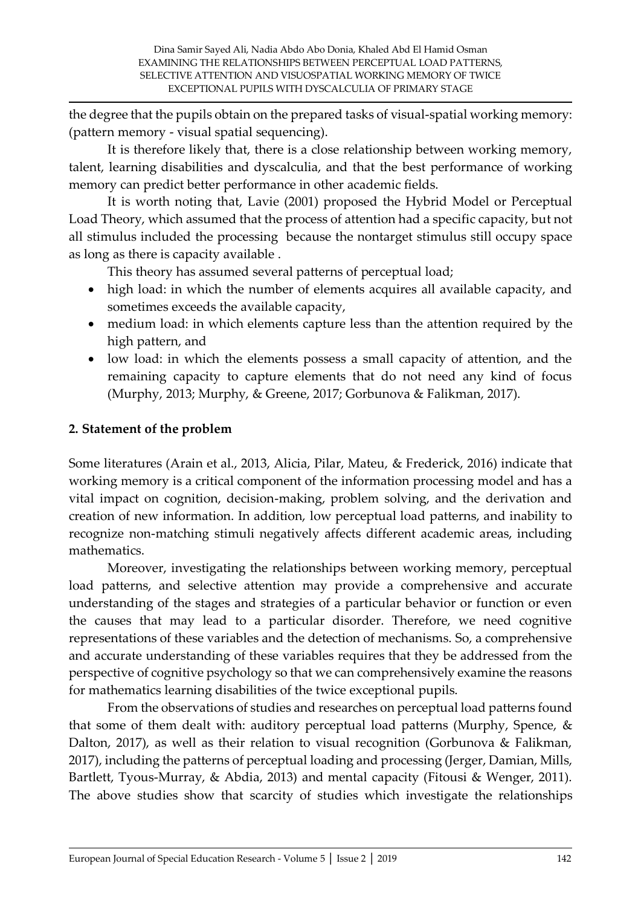the degree that the pupils obtain on the prepared tasks of visual-spatial working memory: (pattern memory - visual spatial sequencing).

It is therefore likely that, there is a close relationship between working memory, talent, learning disabilities and dyscalculia, and that the best performance of working memory can predict better performance in other academic fields.

It is worth noting that, Lavie (2001) proposed the Hybrid Model or Perceptual Load Theory, which assumed that the process of attention had a specific capacity, but not all stimulus included the processing because the nontarget stimulus still occupy space as long as there is capacity available .

This theory has assumed several patterns of perceptual load;

- high load: in which the number of elements acquires all available capacity, and sometimes exceeds the available capacity,
- medium load: in which elements capture less than the attention required by the high pattern, and
- low load: in which the elements possess a small capacity of attention, and the remaining capacity to capture elements that do not need any kind of focus (Murphy, 2013; Murphy, & Greene, 2017; Gorbunova & Falikman, 2017).

## 2. Statement of the problem

Some literatures (Arain et al., 2013, Alicia, Pilar, Mateu, & Frederick, 2016) indicate that working memory is a critical component of the information processing model and has a vital impact on cognition, decision-making, problem solving, and the derivation and creation of new information. In addition, low perceptual load patterns, and inability to recognize non-matching stimuli negatively affects different academic areas, including mathematics.

Moreover, investigating the relationships between working memory, perceptual load patterns, and selective attention may provide a comprehensive and accurate understanding of the stages and strategies of a particular behavior or function or even the causes that may lead to a particular disorder. Therefore, we need cognitive representations of these variables and the detection of mechanisms. So, a comprehensive and accurate understanding of these variables requires that they be addressed from the perspective of cognitive psychology so that we can comprehensively examine the reasons for mathematics learning disabilities of the twice exceptional pupils.

From the observations of studies and researches on perceptual load patterns found that some of them dealt with: auditory perceptual load patterns (Murphy, Spence, & Dalton, 2017), as well as their relation to visual recognition (Gorbunova & Falikman, 2017), including the patterns of perceptual loading and processing (Jerger, Damian, Mills, Bartlett, Tyous-Murray, & Abdia, 2013) and mental capacity (Fitousi & Wenger, 2011). The above studies show that scarcity of studies which investigate the relationships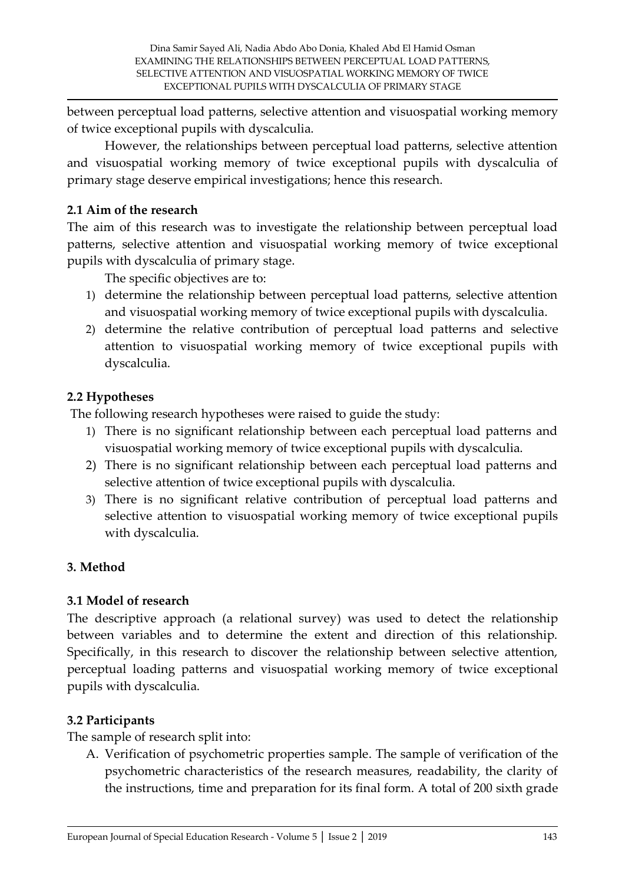between perceptual load patterns, selective attention and visuospatial working memory of twice exceptional pupils with dyscalculia.

However, the relationships between perceptual load patterns, selective attention and visuospatial working memory of twice exceptional pupils with dyscalculia of primary stage deserve empirical investigations; hence this research.

### 2.1 Aim of the research

The aim of this research was to investigate the relationship between perceptual load patterns, selective attention and visuospatial working memory of twice exceptional pupils with dyscalculia of primary stage.

The specific objectives are to:

1) determine the relationship between perceptual load patterns, selective attention and visuospatial working memory of twice exceptional pupils with dyscalculia.
2) determine the relative contribution of perceptual load patterns and selective attention to visuospatial working memory of twice exceptional pupils with dyscalculia.

### 2.2 Hypotheses

The following research hypotheses were raised to guide the study:

1) There is no significant relationship between each perceptual load patterns and visuospatial working memory of twice exceptional pupils with dyscalculia.
2) There is no significant relationship between each perceptual load patterns and selective attention of twice exceptional pupils with dyscalculia.
3) There is no significant relative contribution of perceptual load patterns and selective attention to visuospatial working memory of twice exceptional pupils with dyscalculia.

## 3. Method

### 3.1 Model of research

The descriptive approach (a relational survey) was used to detect the relationship between variables and to determine the extent and direction of this relationship. Specifically, in this research to discover the relationship between selective attention, perceptual loading patterns and visuospatial working memory of twice exceptional pupils with dyscalculia.

### 3.2 Participants

The sample of research split into:

A. Verification of psychometric properties sample. The sample of verification of the psychometric characteristics of the research measures, readability, the clarity of the instructions, time and preparation for its final form. A total of 200 sixth grade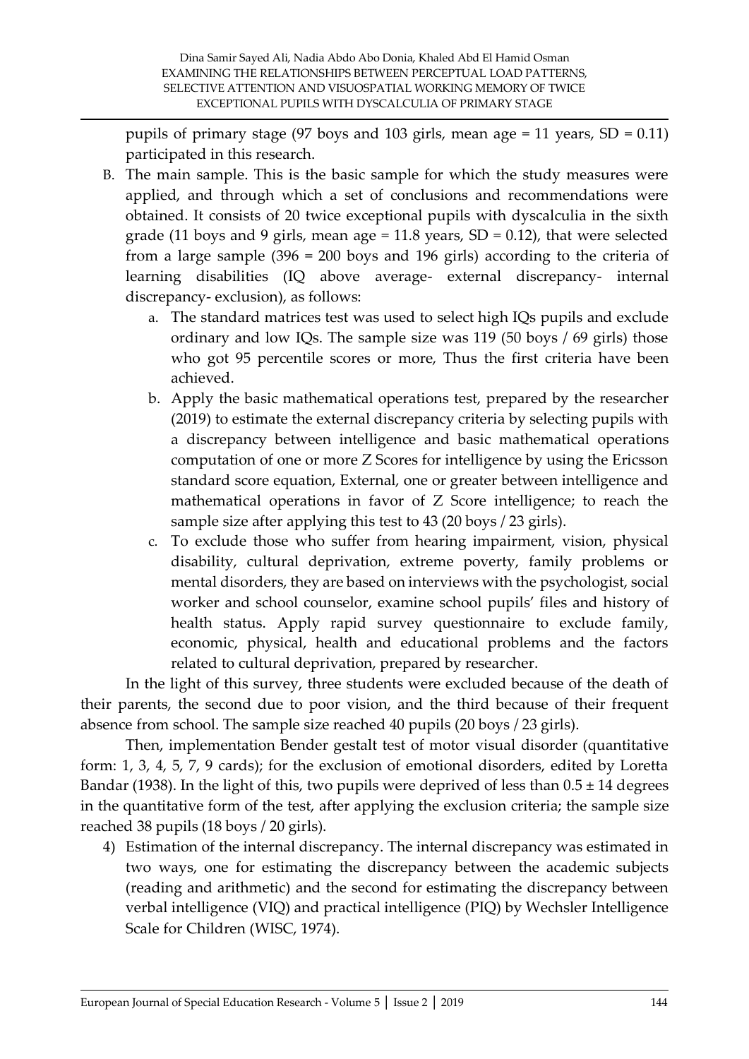pupils of primary stage (97 boys and 103 girls, mean age = 11 years, SD = 0.11) participated in this research.

B. The main sample. This is the basic sample for which the study measures were applied, and through which a set of conclusions and recommendations were obtained. It consists of 20 twice exceptional pupils with dyscalculia in the sixth grade (11 boys and 9 girls, mean age = 11.8 years, SD = 0.12), that were selected from a large sample (396 = 200 boys and 196 girls) according to the criteria of learning disabilities (IQ above average- external discrepancy- internal discrepancy- exclusion), as follows:

   a. The standard matrices test was used to select high IQs pupils and exclude ordinary and low IQs. The sample size was 119 (50 boys / 69 girls) those who got 95 percentile scores or more, Thus the first criteria have been achieved.

   b. Apply the basic mathematical operations test, prepared by the researcher (2019) to estimate the external discrepancy criteria by selecting pupils with a discrepancy between intelligence and basic mathematical operations computation of one or more Z Scores for intelligence by using the Ericsson standard score equation, External, one or greater between intelligence and mathematical operations in favor of Z Score intelligence; to reach the sample size after applying this test to 43 (20 boys / 23 girls).

   c. To exclude those who suffer from hearing impairment, vision, physical disability, cultural deprivation, extreme poverty, family problems or mental disorders, they are based on interviews with the psychologist, social worker and school counselor, examine school pupils' files and history of health status. Apply rapid survey questionnaire to exclude family, economic, physical, health and educational problems and the factors related to cultural deprivation, prepared by researcher.

In the light of this survey, three students were excluded because of the death of their parents, the second due to poor vision, and the third because of their frequent absence from school. The sample size reached 40 pupils (20 boys / 23 girls).

Then, implementation Bender gestalt test of motor visual disorder (quantitative form: 1, 3, 4, 5, 7, 9 cards); for the exclusion of emotional disorders, edited by Loretta Bandar (1938). In the light of this, two pupils were deprived of less than $0.5 \pm 14$ degrees in the quantitative form of the test, after applying the exclusion criteria; the sample size reached 38 pupils (18 boys / 20 girls).

4) Estimation of the internal discrepancy. The internal discrepancy was estimated in two ways, one for estimating the discrepancy between the academic subjects (reading and arithmetic) and the second for estimating the discrepancy between verbal intelligence (VIQ) and practical intelligence (PIQ) by Wechsler Intelligence Scale for Children (WISC, 1974).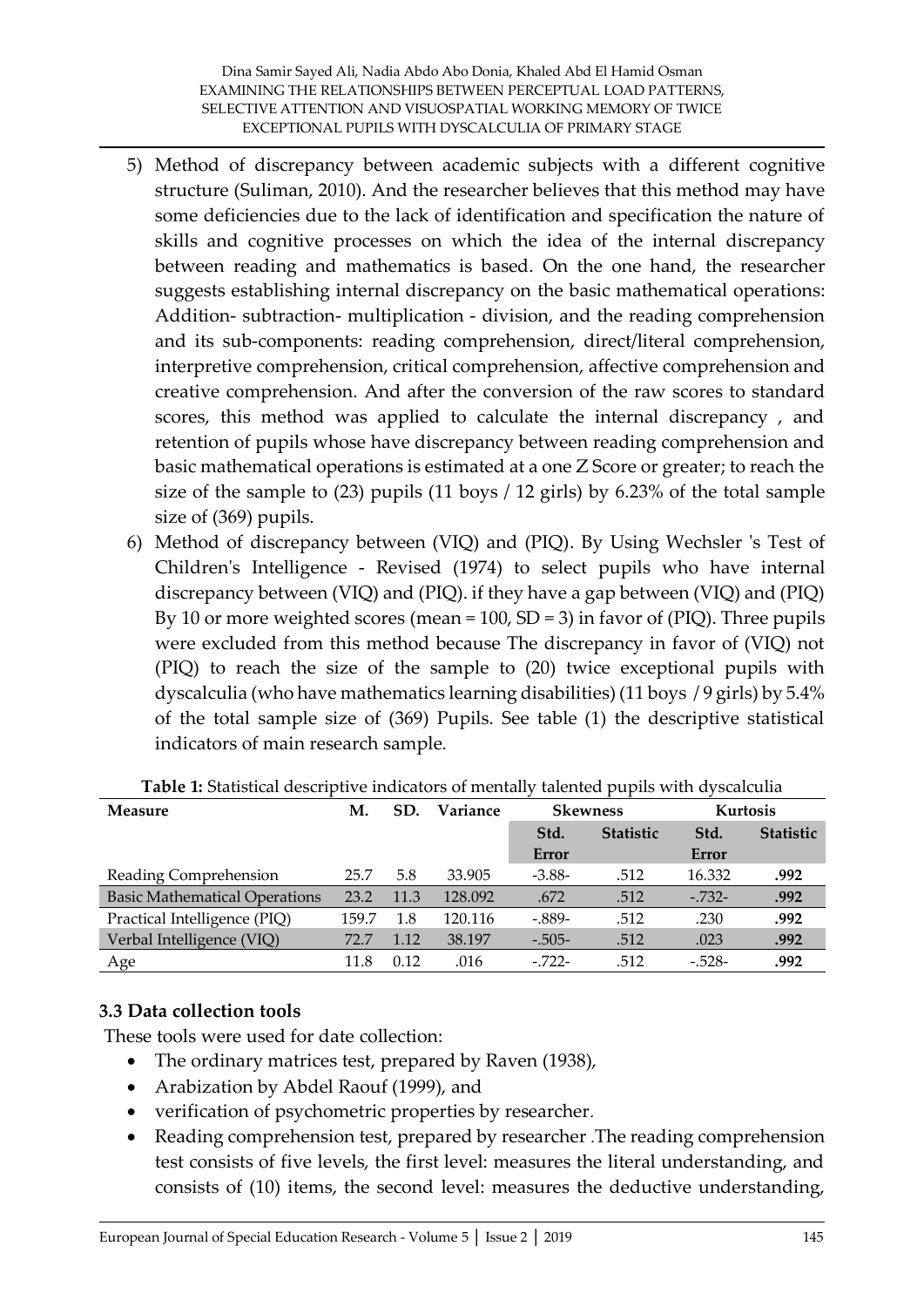5) Method of discrepancy between academic subjects with a different cognitive structure (Suliman, 2010). And the researcher believes that this method may have some deficiencies due to the lack of identification and specification the nature of skills and cognitive processes on which the idea of the internal discrepancy between reading and mathematics is based. On the one hand, the researcher suggests establishing internal discrepancy on the basic mathematical operations: Addition- subtraction- multiplication - division, and the reading comprehension and its sub-components: reading comprehension, direct/literal comprehension, interpretive comprehension, critical comprehension, affective comprehension and creative comprehension. And after the conversion of the raw scores to standard scores, this method was applied to calculate the internal discrepancy , and retention of pupils whose have discrepancy between reading comprehension and basic mathematical operations is estimated at a one Z Score or greater; to reach the size of the sample to (23) pupils (11 boys / 12 girls) by 6.23% of the total sample size of (369) pupils.
6) Method of discrepancy between (VIQ) and (PIQ). By Using Wechsler 's Test of Children's Intelligence - Revised (1974) to select pupils who have internal discrepancy between (VIQ) and (PIQ). if they have a gap between (VIQ) and (PIQ) By 10 or more weighted scores (mean = 100, SD = 3) in favor of (PIQ). Three pupils were excluded from this method because The discrepancy in favor of (VIQ) not (PIQ) to reach the size of the sample to (20) twice exceptional pupils with dyscalculia (who have mathematics learning disabilities) (11 boys / 9 girls) by 5.4% of the total sample size of (369) Pupils. See table (1) the descriptive statistical indicators of main research sample.

**Table 1:** Statistical descriptive indicators of mentally talented pupils with dyscalculia

| Measure | M. | SD. | Variance | Skewness | | Kurtosis | |
|---|---|---|---|---|---|---|---|
| | | | | Std. Error | Statistic | Std. Error | Statistic |
| Reading Comprehension | 25.7 | 5.8 | 33.905 | -3.88- | .512 | 16.332 | **.992** |
| Basic Mathematical Operations | 23.2 | 11.3 | 128.092 | .672 | .512 | -.732- | **.992** |
| Practical Intelligence (PIQ) | 159.7 | 1.8 | 120.116 | -.889- | .512 | .230 | **.992** |
| Verbal Intelligence (VIQ) | 72.7 | 1.12 | 38.197 | -.505- | .512 | .023 | **.992** |
| Age | 11.8 | 0.12 | .016 | -.722- | .512 | -.528- | **.992** |

### 3.3 Data collection tools

These tools were used for date collection:

- The ordinary matrices test, prepared by Raven (1938),
- Arabization by Abdel Raouf (1999), and
- verification of psychometric properties by researcher.
- Reading comprehension test, prepared by researcher .The reading comprehension test consists of five levels, the first level: measures the literal understanding, and consists of (10) items, the second level: measures the deductive understanding,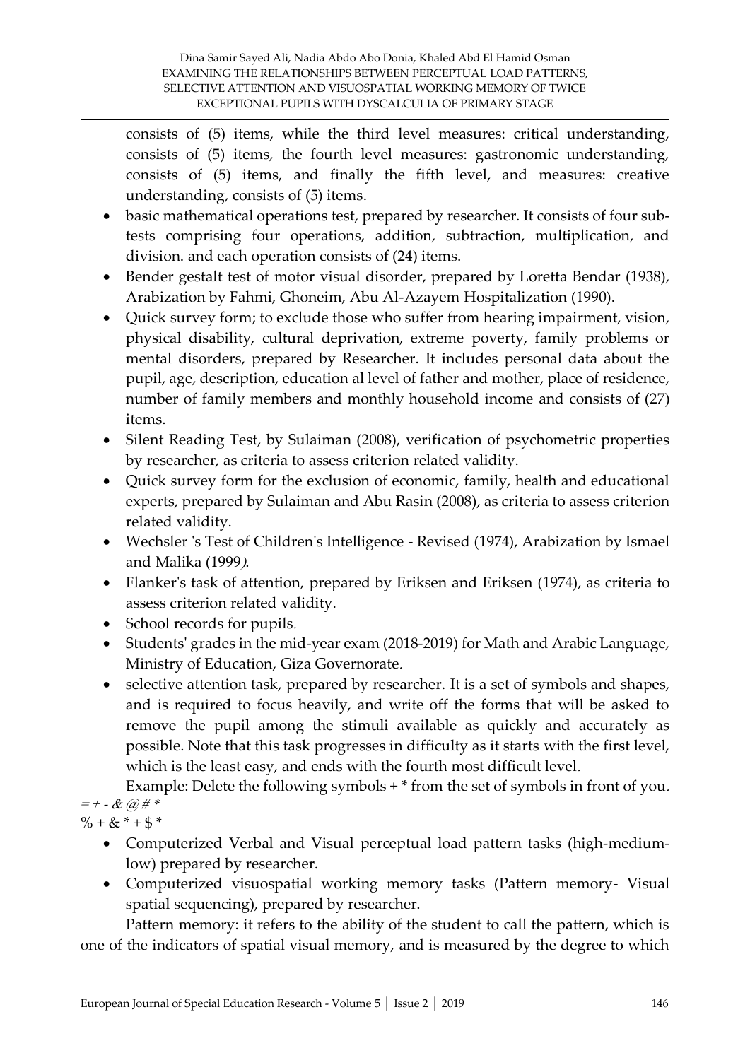consists of (5) items, while the third level measures: critical understanding, consists of (5) items, the fourth level measures: gastronomic understanding, consists of (5) items, and finally the fifth level, and measures: creative understanding, consists of (5) items.

- basic mathematical operations test, prepared by researcher. It consists of four sub-tests comprising four operations, addition, subtraction, multiplication, and division. and each operation consists of (24) items.
- Bender gestalt test of motor visual disorder, prepared by Loretta Bendar (1938), Arabization by Fahmi, Ghoneim, Abu Al-Azayem Hospitalization (1990).
- Quick survey form; to exclude those who suffer from hearing impairment, vision, physical disability, cultural deprivation, extreme poverty, family problems or mental disorders, prepared by Researcher. It includes personal data about the pupil, age, description, education al level of father and mother, place of residence, number of family members and monthly household income and consists of (27) items.
- Silent Reading Test, by Sulaiman (2008), verification of psychometric properties by researcher, as criteria to assess criterion related validity.
- Quick survey form for the exclusion of economic, family, health and educational experts, prepared by Sulaiman and Abu Rasin (2008), as criteria to assess criterion related validity.
- Wechsler 's Test of Children's Intelligence - Revised (1974), Arabization by Ismael and Malika (1999*)*.
- Flanker's task of attention, prepared by Eriksen and Eriksen (1974), as criteria to assess criterion related validity.
- School records for pupils.
- Students' grades in the mid-year exam (2018-2019) for Math and Arabic Language, Ministry of Education, Giza Governorate.
- selective attention task, prepared by researcher. It is a set of symbols and shapes, and is required to focus heavily, and write off the forms that will be asked to remove the pupil among the stimuli available as quickly and accurately as possible. Note that this task progresses in difficulty as it starts with the first level, which is the least easy, and ends with the fourth most difficult level.

Example: Delete the following symbols + * from the set of symbols in front of you.

*= + - & @ # **

% + & * + $ *

- Computerized Verbal and Visual perceptual load pattern tasks (high-medium-low) prepared by researcher.
- Computerized visuospatial working memory tasks (Pattern memory- Visual spatial sequencing), prepared by researcher.

Pattern memory: it refers to the ability of the student to call the pattern, which is one of the indicators of spatial visual memory, and is measured by the degree to which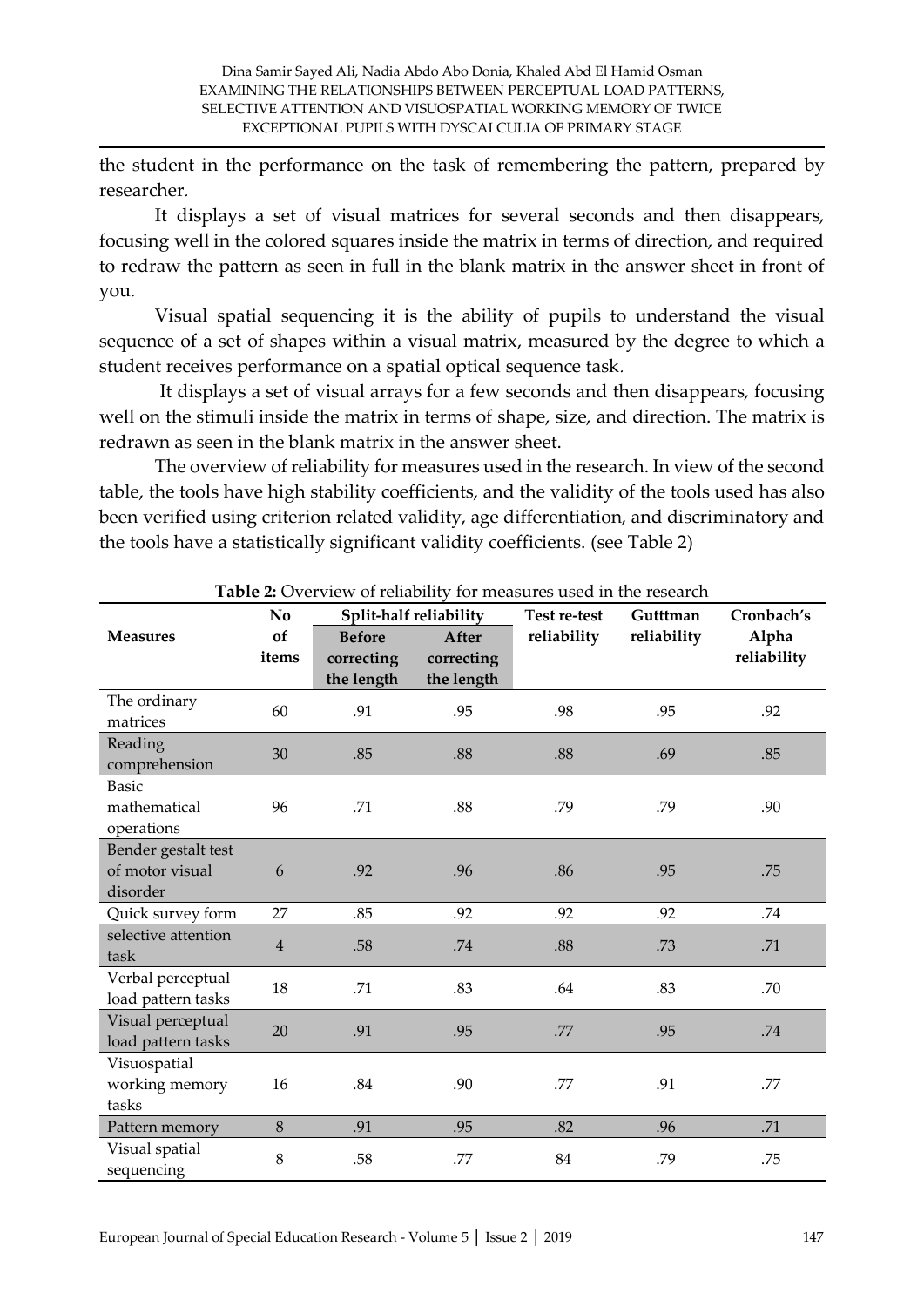the student in the performance on the task of remembering the pattern, prepared by researcher.

It displays a set of visual matrices for several seconds and then disappears, focusing well in the colored squares inside the matrix in terms of direction, and required to redraw the pattern as seen in full in the blank matrix in the answer sheet in front of you.

Visual spatial sequencing it is the ability of pupils to understand the visual sequence of a set of shapes within a visual matrix, measured by the degree to which a student receives performance on a spatial optical sequence task.

It displays a set of visual arrays for a few seconds and then disappears, focusing well on the stimuli inside the matrix in terms of shape, size, and direction. The matrix is redrawn as seen in the blank matrix in the answer sheet.

The overview of reliability for measures used in the research. In view of the second table, the tools have high stability coefficients, and the validity of the tools used has also been verified using criterion related validity, age differentiation, and discriminatory and the tools have a statistically significant validity coefficients. (see Table 2)

**Table 2:** Overview of reliability for measures used in the research

| Measures | No of items | Split-half reliability | | Test re-test reliability | Gutttman reliability | Cronbach's Alpha reliability |
|---|---|---|---|---|---|---|
| | | Before correcting the length | After correcting the length | | | |
| The ordinary matrices | 60 | .91 | .95 | .98 | .95 | .92 |
| Reading comprehension | 30 | .85 | .88 | .88 | .69 | .85 |
| Basic mathematical operations | 96 | .71 | .88 | .79 | .79 | .90 |
| Bender gestalt test of motor visual disorder | 6 | .92 | .96 | .86 | .95 | .75 |
| Quick survey form | 27 | .85 | .92 | .92 | .92 | .74 |
| selective attention task | 4 | .58 | .74 | .88 | .73 | .71 |
| Verbal perceptual load pattern tasks | 18 | .71 | .83 | .64 | .83 | .70 |
| Visual perceptual load pattern tasks | 20 | .91 | .95 | .77 | .95 | .74 |
| Visuospatial working memory tasks | 16 | .84 | .90 | .77 | .91 | .77 |
| Pattern memory | 8 | .91 | .95 | .82 | .96 | .71 |
| Visual spatial sequencing | 8 | .58 | .77 | 84 | .79 | .75 |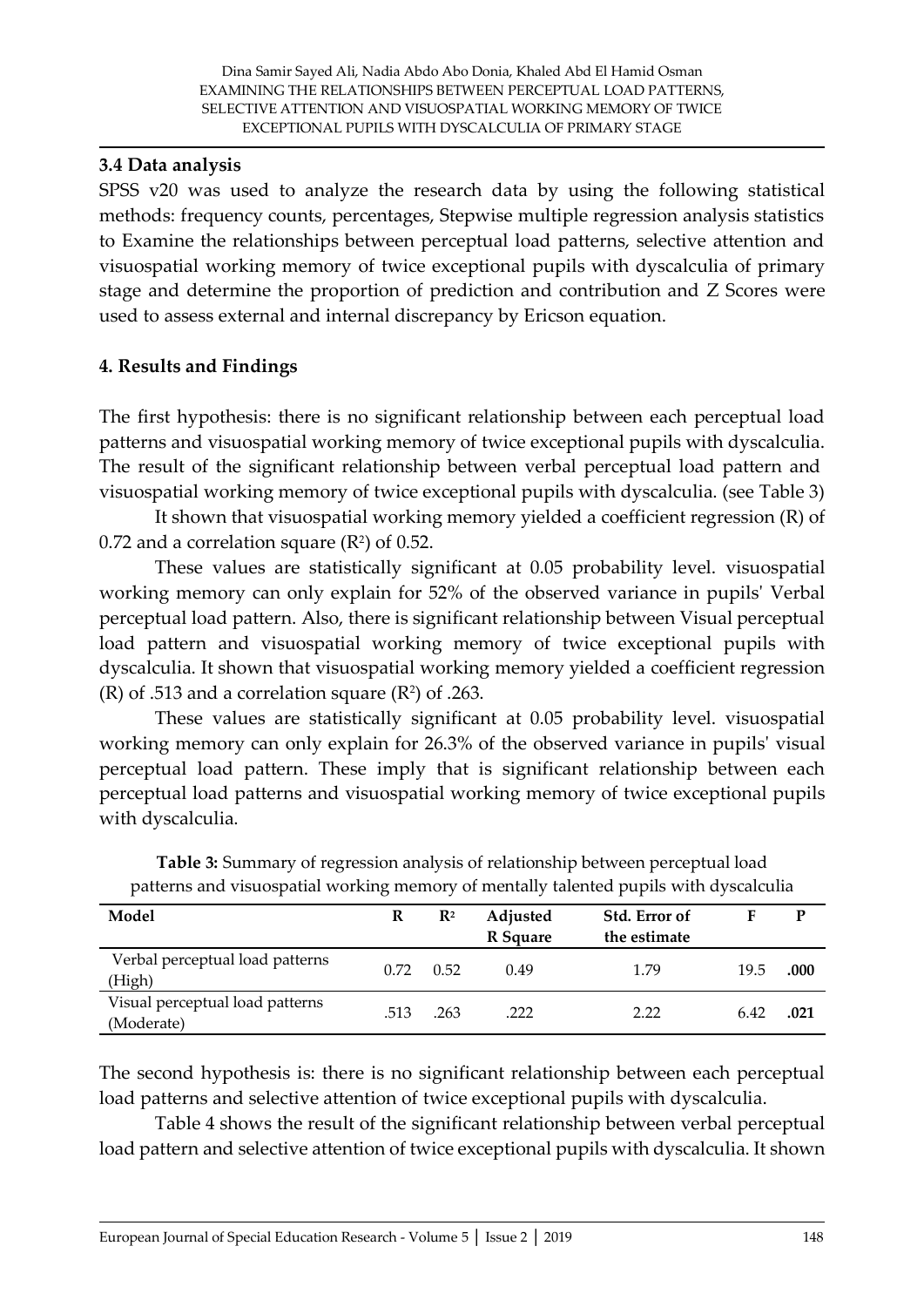### 3.4 Data analysis

SPSS v20 was used to analyze the research data by using the following statistical methods: frequency counts, percentages, Stepwise multiple regression analysis statistics to Examine the relationships between perceptual load patterns, selective attention and visuospatial working memory of twice exceptional pupils with dyscalculia of primary stage and determine the proportion of prediction and contribution and Z Scores were used to assess external and internal discrepancy by Ericson equation.

## 4. Results and Findings

The first hypothesis: there is no significant relationship between each perceptual load patterns and visuospatial working memory of twice exceptional pupils with dyscalculia. The result of the significant relationship between verbal perceptual load pattern and visuospatial working memory of twice exceptional pupils with dyscalculia. (see Table 3)

It shown that visuospatial working memory yielded a coefficient regression (R) of 0.72 and a correlation square ($R^2$) of 0.52.

These values are statistically significant at 0.05 probability level. visuospatial working memory can only explain for 52% of the observed variance in pupils' Verbal perceptual load pattern. Also, there is significant relationship between Visual perceptual load pattern and visuospatial working memory of twice exceptional pupils with dyscalculia. It shown that visuospatial working memory yielded a coefficient regression (R) of .513 and a correlation square ($R^2$) of .263.

These values are statistically significant at 0.05 probability level. visuospatial working memory can only explain for 26.3% of the observed variance in pupils' visual perceptual load pattern. These imply that is significant relationship between each perceptual load patterns and visuospatial working memory of twice exceptional pupils with dyscalculia.

**Table 3:** Summary of regression analysis of relationship between perceptual load patterns and visuospatial working memory of mentally talented pupils with dyscalculia

| Model | R | $R^2$ | Adjusted R Square | Std. Error of the estimate | F | P |
|---|---|---|---|---|---|---|
| Verbal perceptual load patterns (High) | 0.72 | 0.52 | 0.49 | 1.79 | 19.5 | **.000** |
| Visual perceptual load patterns (Moderate) | .513 | .263 | .222 | 2.22 | 6.42 | **.021** |

The second hypothesis is: there is no significant relationship between each perceptual load patterns and selective attention of twice exceptional pupils with dyscalculia.

Table 4 shows the result of the significant relationship between verbal perceptual load pattern and selective attention of twice exceptional pupils with dyscalculia. It shown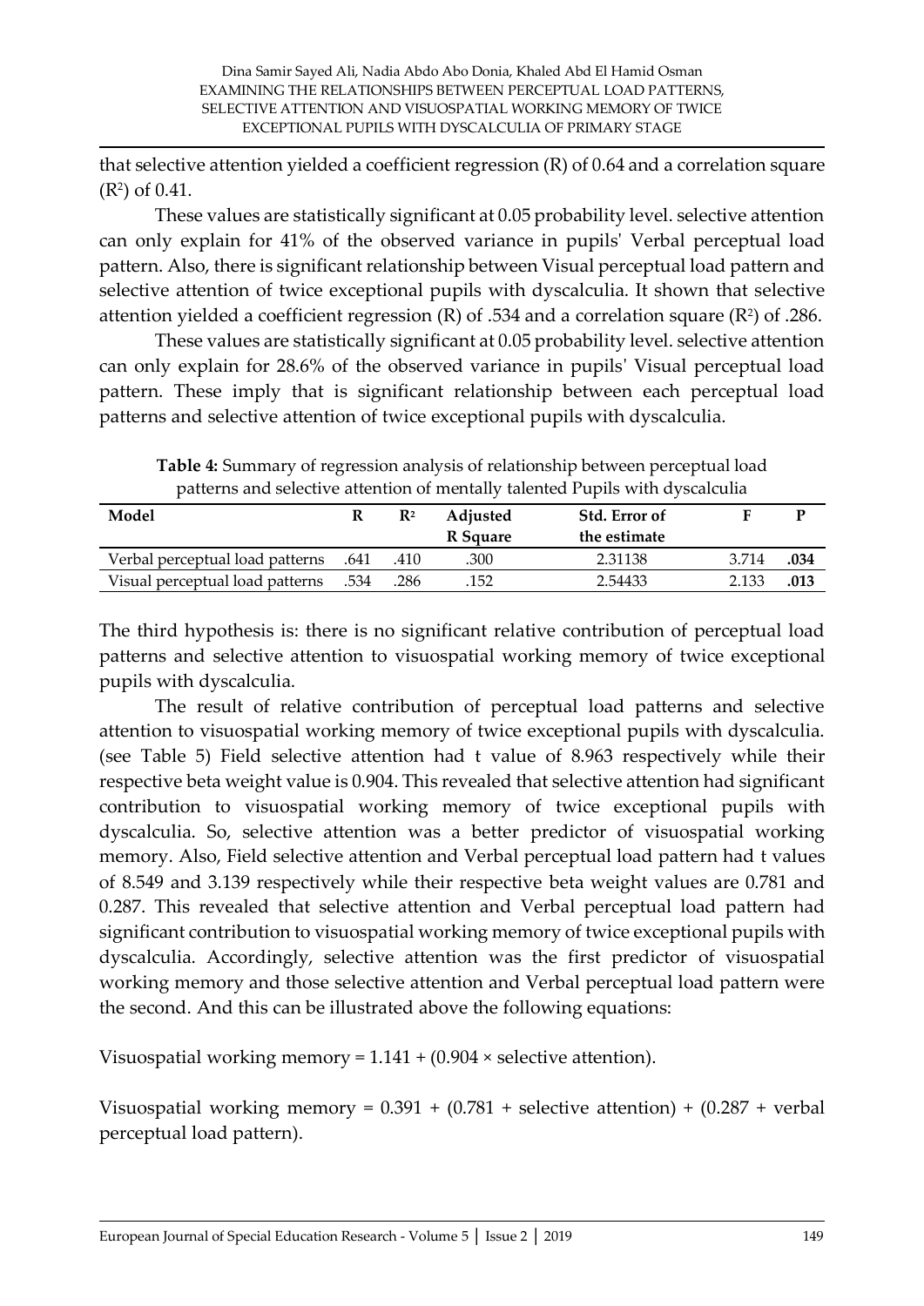that selective attention yielded a coefficient regression (R) of 0.64 and a correlation square ($R^2$) of 0.41.

These values are statistically significant at 0.05 probability level. selective attention can only explain for 41% of the observed variance in pupils' Verbal perceptual load pattern. Also, there is significant relationship between Visual perceptual load pattern and selective attention of twice exceptional pupils with dyscalculia. It shown that selective attention yielded a coefficient regression (R) of .534 and a correlation square ($R^2$) of .286.

These values are statistically significant at 0.05 probability level. selective attention can only explain for 28.6% of the observed variance in pupils' Visual perceptual load pattern. These imply that is significant relationship between each perceptual load patterns and selective attention of twice exceptional pupils with dyscalculia.

**Table 4:** Summary of regression analysis of relationship between perceptual load patterns and selective attention of mentally talented Pupils with dyscalculia

| Model | R | $R^2$ | Adjusted R Square | Std. Error of the estimate | F | P |
|---|---|---|---|---|---|---|
| Verbal perceptual load patterns | .641 | .410 | .300 | 2.31138 | 3.714 | **.034** |
| Visual perceptual load patterns | .534 | .286 | .152 | 2.54433 | 2.133 | **.013** |

The third hypothesis is: there is no significant relative contribution of perceptual load patterns and selective attention to visuospatial working memory of twice exceptional pupils with dyscalculia.

The result of relative contribution of perceptual load patterns and selective attention to visuospatial working memory of twice exceptional pupils with dyscalculia. (see Table 5) Field selective attention had t value of 8.963 respectively while their respective beta weight value is 0.904. This revealed that selective attention had significant contribution to visuospatial working memory of twice exceptional pupils with dyscalculia. So, selective attention was a better predictor of visuospatial working memory. Also, Field selective attention and Verbal perceptual load pattern had t values of 8.549 and 3.139 respectively while their respective beta weight values are 0.781 and 0.287. This revealed that selective attention and Verbal perceptual load pattern had significant contribution to visuospatial working memory of twice exceptional pupils with dyscalculia. Accordingly, selective attention was the first predictor of visuospatial working memory and those selective attention and Verbal perceptual load pattern were the second. And this can be illustrated above the following equations:

Visuospatial working memory = 1.141 + (0.904 × selective attention).

Visuospatial working memory = 0.391 + (0.781 + selective attention) + (0.287 + verbal perceptual load pattern).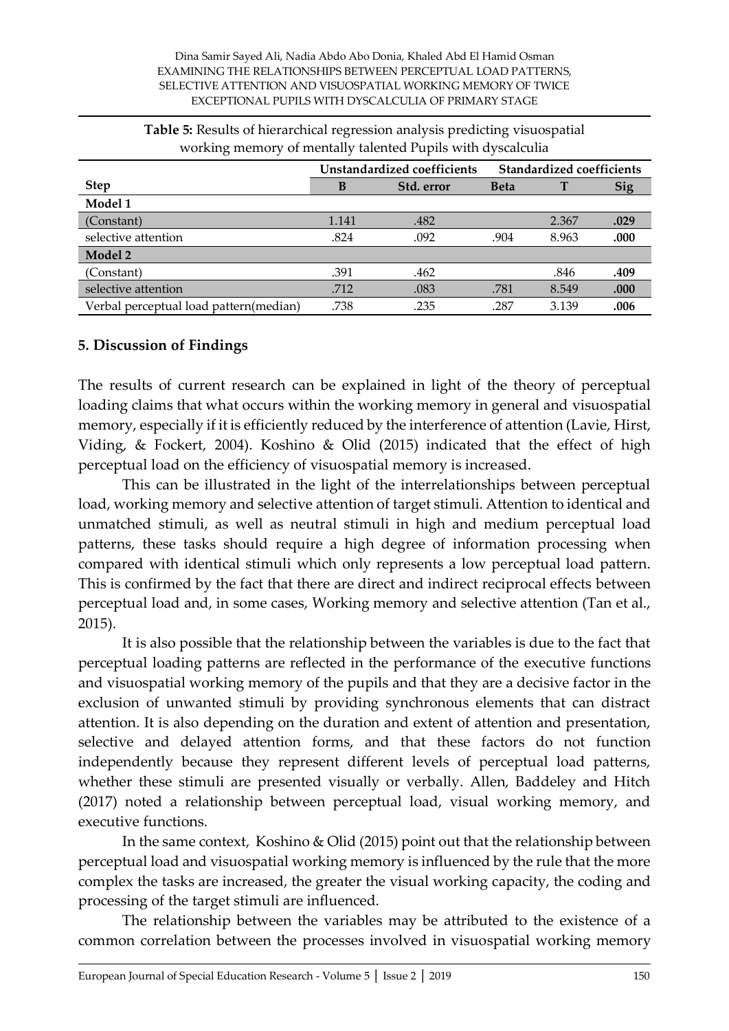**Table 5:** Results of hierarchical regression analysis predicting visuospatial working memory of mentally talented Pupils with dyscalculia

| Step | Unstandardized coefficients | | Standardized coefficients | | |
|---|---|---|---|---|---|
| | **B** | **Std. error** | **Beta** | **T** | **Sig** |
| **Model 1** | | | | | |
| (Constant) | 1.141 | .482 | | 2.367 | **.029** |
| selective attention | .824 | .092 | .904 | 8.963 | **.000** |
| **Model 2** | | | | | |
| (Constant) | .391 | .462 | | .846 | **.409** |
| selective attention | .712 | .083 | .781 | 8.549 | **.000** |
| Verbal perceptual load pattern(median) | .738 | .235 | .287 | 3.139 | **.006** |

## 5. Discussion of Findings

The results of current research can be explained in light of the theory of perceptual loading claims that what occurs within the working memory in general and visuospatial memory, especially if it is efficiently reduced by the interference of attention (Lavie, Hirst, Viding, & Fockert, 2004). Koshino & Olid (2015) indicated that the effect of high perceptual load on the efficiency of visuospatial memory is increased.

This can be illustrated in the light of the interrelationships between perceptual load, working memory and selective attention of target stimuli. Attention to identical and unmatched stimuli, as well as neutral stimuli in high and medium perceptual load patterns, these tasks should require a high degree of information processing when compared with identical stimuli which only represents a low perceptual load pattern. This is confirmed by the fact that there are direct and indirect reciprocal effects between perceptual load and, in some cases, Working memory and selective attention (Tan et al., 2015).

It is also possible that the relationship between the variables is due to the fact that perceptual loading patterns are reflected in the performance of the executive functions and visuospatial working memory of the pupils and that they are a decisive factor in the exclusion of unwanted stimuli by providing synchronous elements that can distract attention. It is also depending on the duration and extent of attention and presentation, selective and delayed attention forms, and that these factors do not function independently because they represent different levels of perceptual load patterns, whether these stimuli are presented visually or verbally. Allen, Baddeley and Hitch (2017) noted a relationship between perceptual load, visual working memory, and executive functions.

In the same context, Koshino & Olid (2015) point out that the relationship between perceptual load and visuospatial working memory is influenced by the rule that the more complex the tasks are increased, the greater the visual working capacity, the coding and processing of the target stimuli are influenced.

The relationship between the variables may be attributed to the existence of a common correlation between the processes involved in visuospatial working memory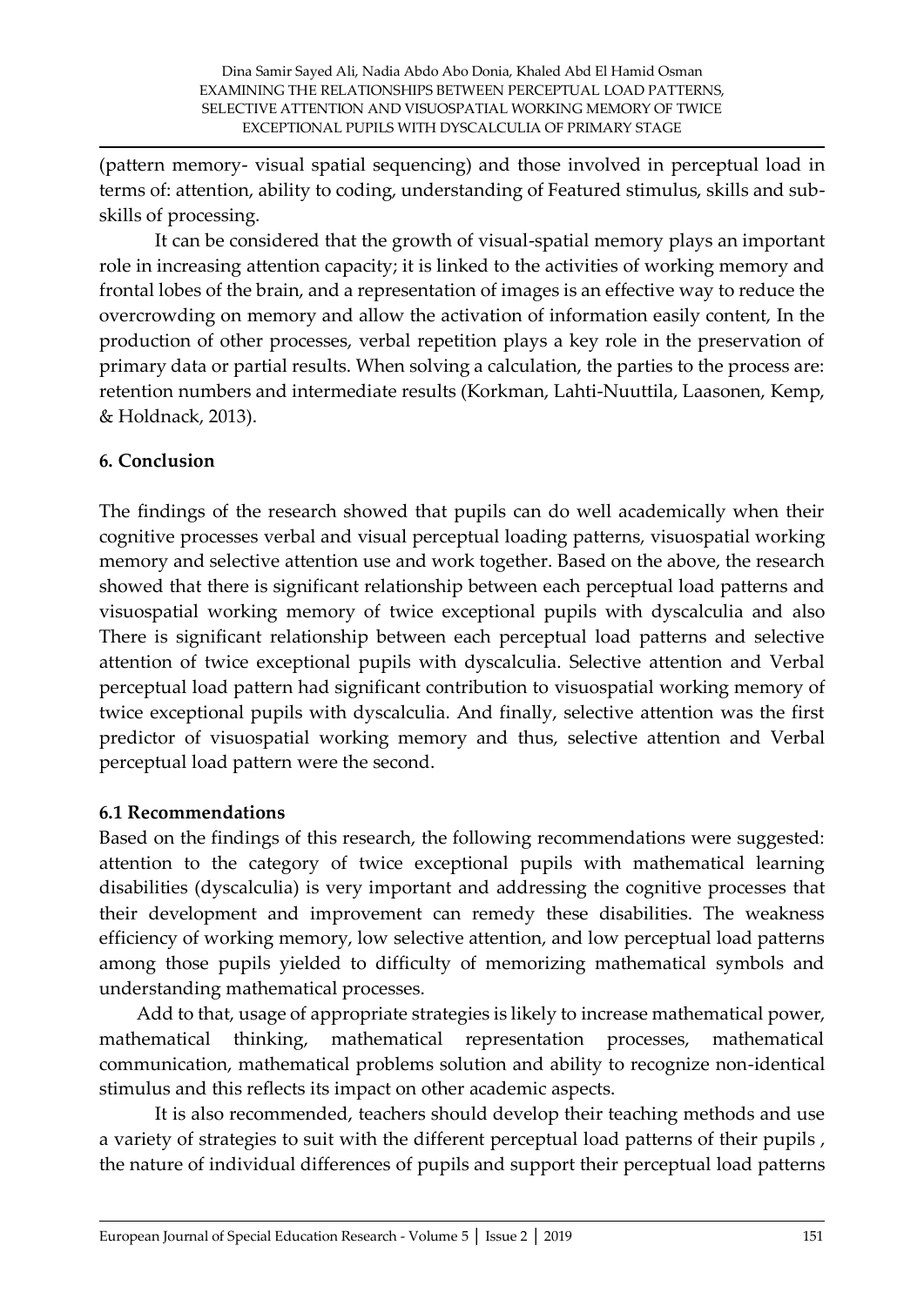(pattern memory- visual spatial sequencing) and those involved in perceptual load in terms of: attention, ability to coding, understanding of Featured stimulus, skills and sub-skills of processing.

It can be considered that the growth of visual-spatial memory plays an important role in increasing attention capacity; it is linked to the activities of working memory and frontal lobes of the brain, and a representation of images is an effective way to reduce the overcrowding on memory and allow the activation of information easily content, In the production of other processes, verbal repetition plays a key role in the preservation of primary data or partial results. When solving a calculation, the parties to the process are: retention numbers and intermediate results (Korkman, Lahti-Nuuttila, Laasonen, Kemp, & Holdnack, 2013).

## 6. Conclusion

The findings of the research showed that pupils can do well academically when their cognitive processes verbal and visual perceptual loading patterns, visuospatial working memory and selective attention use and work together. Based on the above, the research showed that there is significant relationship between each perceptual load patterns and visuospatial working memory of twice exceptional pupils with dyscalculia and also There is significant relationship between each perceptual load patterns and selective attention of twice exceptional pupils with dyscalculia. Selective attention and Verbal perceptual load pattern had significant contribution to visuospatial working memory of twice exceptional pupils with dyscalculia. And finally, selective attention was the first predictor of visuospatial working memory and thus, selective attention and Verbal perceptual load pattern were the second.

### 6.1 Recommendations

Based on the findings of this research, the following recommendations were suggested: attention to the category of twice exceptional pupils with mathematical learning disabilities (dyscalculia) is very important and addressing the cognitive processes that their development and improvement can remedy these disabilities. The weakness efficiency of working memory, low selective attention, and low perceptual load patterns among those pupils yielded to difficulty of memorizing mathematical symbols and understanding mathematical processes.

Add to that, usage of appropriate strategies is likely to increase mathematical power, mathematical thinking, mathematical representation processes, mathematical communication, mathematical problems solution and ability to recognize non-identical stimulus and this reflects its impact on other academic aspects.

It is also recommended, teachers should develop their teaching methods and use a variety of strategies to suit with the different perceptual load patterns of their pupils , the nature of individual differences of pupils and support their perceptual load patterns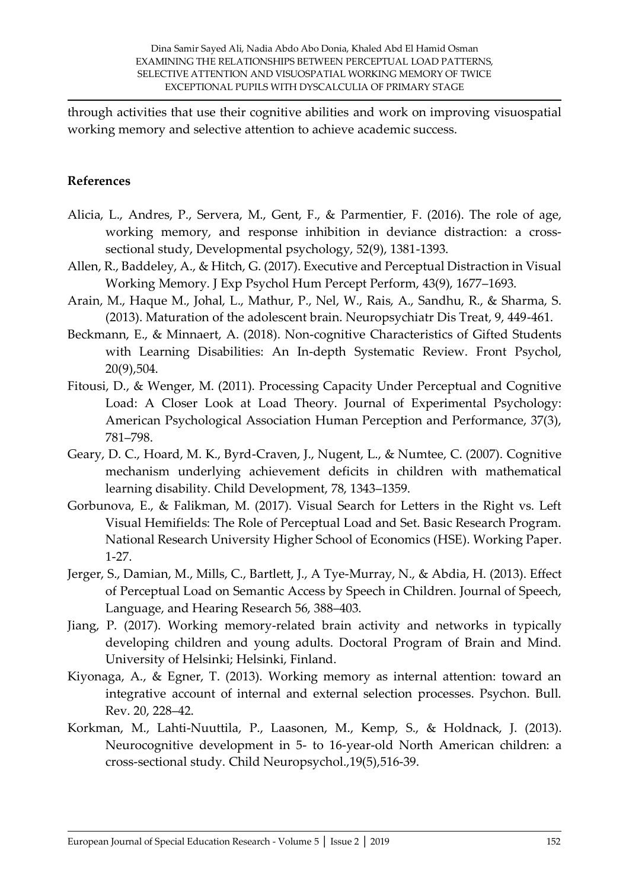through activities that use their cognitive abilities and work on improving visuospatial working memory and selective attention to achieve academic success.

## References

Alicia, L., Andres, P., Servera, M., Gent, F., & Parmentier, F. (2016). The role of age, working memory, and response inhibition in deviance distraction: a cross-sectional study, Developmental psychology, 52(9), 1381-1393.

Allen, R., Baddeley, A., & Hitch, G. (2017). Executive and Perceptual Distraction in Visual Working Memory. J Exp Psychol Hum Percept Perform, 43(9), 1677–1693.

Arain, M., Haque M., Johal, L., Mathur, P., Nel, W., Rais, A., Sandhu, R., & Sharma, S. (2013). Maturation of the adolescent brain. Neuropsychiatr Dis Treat, 9, 449-461.

Beckmann, E., & Minnaert, A. (2018). Non-cognitive Characteristics of Gifted Students with Learning Disabilities: An In-depth Systematic Review. Front Psychol, 20(9),504.

Fitousi, D., & Wenger, M. (2011). Processing Capacity Under Perceptual and Cognitive Load: A Closer Look at Load Theory. Journal of Experimental Psychology: American Psychological Association Human Perception and Performance, 37(3), 781–798.

Geary, D. C., Hoard, M. K., Byrd-Craven, J., Nugent, L., & Numtee, C. (2007). Cognitive mechanism underlying achievement deficits in children with mathematical learning disability. Child Development, 78, 1343–1359.

Gorbunova, E., & Falikman, M. (2017). Visual Search for Letters in the Right vs. Left Visual Hemifields: The Role of Perceptual Load and Set. Basic Research Program. National Research University Higher School of Economics (HSE). Working Paper. 1-27.

Jerger, S., Damian, M., Mills, C., Bartlett, J., A Tye-Murray, N., & Abdia, H. (2013). Effect of Perceptual Load on Semantic Access by Speech in Children. Journal of Speech, Language, and Hearing Research 56, 388–403.

Jiang, P. (2017). Working memory-related brain activity and networks in typically developing children and young adults. Doctoral Program of Brain and Mind. University of Helsinki; Helsinki, Finland.

Kiyonaga, A., & Egner, T. (2013). Working memory as internal attention: toward an integrative account of internal and external selection processes. Psychon. Bull. Rev. 20, 228–42.

Korkman, M., Lahti-Nuuttila, P., Laasonen, M., Kemp, S., & Holdnack, J. (2013). Neurocognitive development in 5- to 16-year-old North American children: a cross-sectional study. Child Neuropsychol.,19(5),516-39.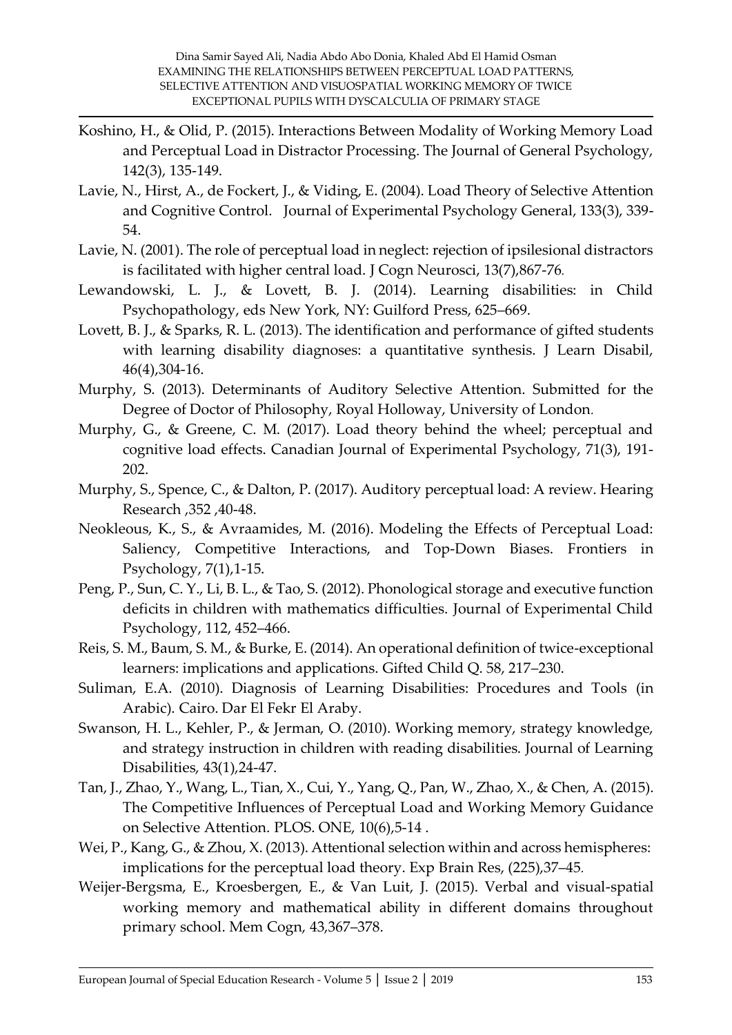Koshino, H., & Olid, P. (2015). Interactions Between Modality of Working Memory Load and Perceptual Load in Distractor Processing. The Journal of General Psychology, 142(3), 135-149.

Lavie, N., Hirst, A., de Fockert, J., & Viding, E. (2004). Load Theory of Selective Attention and Cognitive Control. Journal of Experimental Psychology General, 133(3), 339-54.

Lavie, N. (2001). The role of perceptual load in neglect: rejection of ipsilesional distractors is facilitated with higher central load. J Cogn Neurosci, 13(7),867-76.

Lewandowski, L. J., & Lovett, B. J. (2014). Learning disabilities: in Child Psychopathology, eds New York, NY: Guilford Press, 625–669.

Lovett, B. J., & Sparks, R. L. (2013). The identification and performance of gifted students with learning disability diagnoses: a quantitative synthesis. J Learn Disabil, 46(4),304-16.

Murphy, S. (2013). Determinants of Auditory Selective Attention. Submitted for the Degree of Doctor of Philosophy, Royal Holloway, University of London.

Murphy, G., & Greene, C. M. (2017). Load theory behind the wheel; perceptual and cognitive load effects. Canadian Journal of Experimental Psychology, 71(3), 191-202.

Murphy, S., Spence, C., & Dalton, P. (2017). Auditory perceptual load: A review. Hearing Research ,352 ,40-48.

Neokleous, K., S., & Avraamides, M. (2016). Modeling the Effects of Perceptual Load: Saliency, Competitive Interactions, and Top-Down Biases. Frontiers in Psychology, 7(1),1-15.

Peng, P., Sun, C. Y., Li, B. L., & Tao, S. (2012). Phonological storage and executive function deficits in children with mathematics difficulties. Journal of Experimental Child Psychology, 112, 452–466.

Reis, S. M., Baum, S. M., & Burke, E. (2014). An operational definition of twice-exceptional learners: implications and applications. Gifted Child Q. 58, 217–230.

Suliman, E.A. (2010). Diagnosis of Learning Disabilities: Procedures and Tools (in Arabic). Cairo. Dar El Fekr El Araby.

Swanson, H. L., Kehler, P., & Jerman, O. (2010). Working memory, strategy knowledge, and strategy instruction in children with reading disabilities. Journal of Learning Disabilities, 43(1),24-47.

Tan, J., Zhao, Y., Wang, L., Tian, X., Cui, Y., Yang, Q., Pan, W., Zhao, X., & Chen, A. (2015). The Competitive Influences of Perceptual Load and Working Memory Guidance on Selective Attention. PLOS. ONE, 10(6),5-14 .

Wei, P., Kang, G., & Zhou, X. (2013). Attentional selection within and across hemispheres: implications for the perceptual load theory. Exp Brain Res, (225),37–45.

Weijer-Bergsma, E., Kroesbergen, E., & Van Luit, J. (2015). Verbal and visual-spatial working memory and mathematical ability in different domains throughout primary school. Mem Cogn, 43,367–378.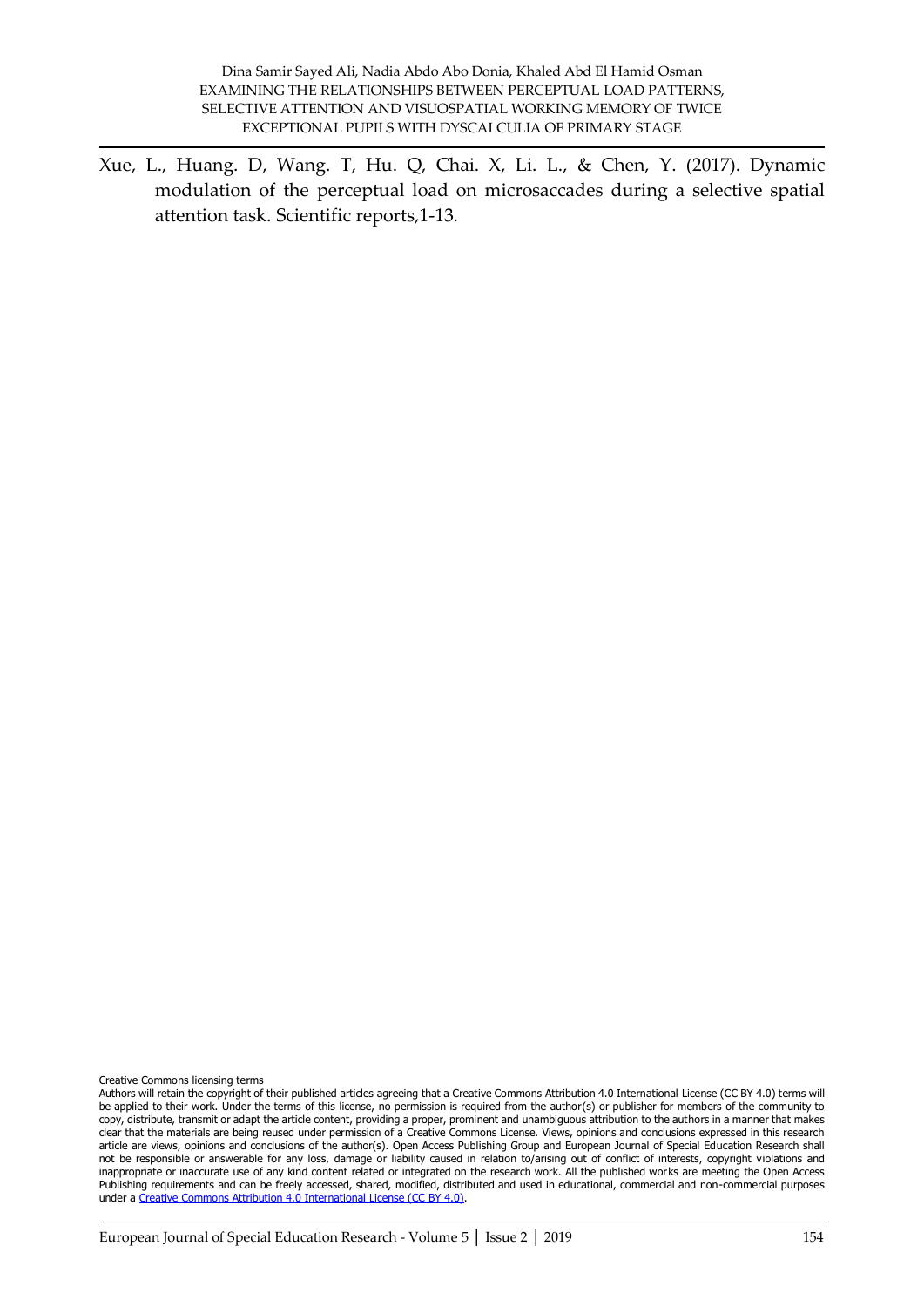Xue, L., Huang. D, Wang. T, Hu. Q, Chai. X, Li. L., & Chen, Y. (2017). Dynamic modulation of the perceptual load on microsaccades during a selective spatial attention task. Scientific reports,1-13.

Creative Commons licensing terms

Authors will retain the copyright of their published articles agreeing that a Creative Commons Attribution 4.0 International License (CC BY 4.0) terms will be applied to their work. Under the terms of this license, no permission is required from the author(s) or publisher for members of the community to copy, distribute, transmit or adapt the article content, providing a proper, prominent and unambiguous attribution to the authors in a manner that makes clear that the materials are being reused under permission of a Creative Commons License. Views, opinions and conclusions expressed in this research article are views, opinions and conclusions of the author(s). Open Access Publishing Group and European Journal of Special Education Research shall not be responsible or answerable for any loss, damage or liability caused in relation to/arising out of conflict of interests, copyright violations and inappropriate or inaccurate use of any kind content related or integrated on the research work. All the published works are meeting the Open Access Publishing requirements and can be freely accessed, shared, modified, distributed and used in educational, commercial and non-commercial purposes under a Creative Commons Attribution 4.0 International License (CC BY 4.0).